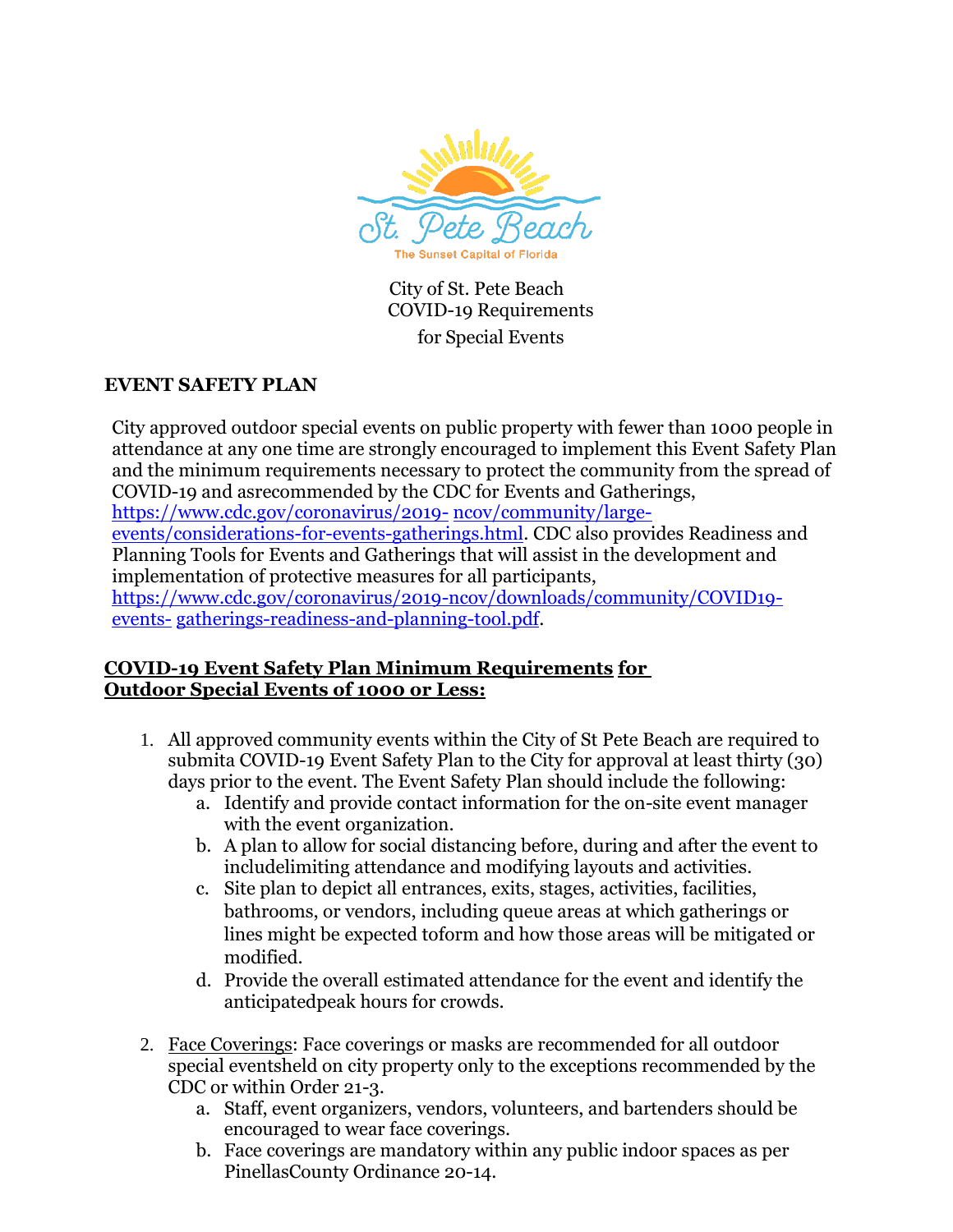St. Pete Beach

The Sunset Capital of Florida

City of St. Pete Beach
COVID-19 Requirements
for Special Events

## EVENT SAFETY PLAN

City approved outdoor special events on public property with fewer than 1000 people in attendance at any one time are strongly encouraged to implement this Event Safety Plan and the minimum requirements necessary to protect the community from the spread of COVID-19 and asrecommended by the CDC for Events and Gatherings, [https://www.cdc.gov/coronavirus/2019- ncov/community/large-events/considerations-for-events-gatherings.html](https://www.cdc.gov/coronavirus/2019-ncov/community/large-events/considerations-for-events-gatherings.html). CDC also provides Readiness and Planning Tools for Events and Gatherings that will assist in the development and implementation of protective measures for all participants, [https://www.cdc.gov/coronavirus/2019-ncov/downloads/community/COVID19-events- gatherings-readiness-and-planning-tool.pdf](https://www.cdc.gov/coronavirus/2019-ncov/downloads/community/COVID19-events-gatherings-readiness-and-planning-tool.pdf).

**COVID-19 Event Safety Plan Minimum Requirements for Outdoor Special Events of 1000 or Less:**

1. All approved community events within the City of St Pete Beach are required to submita COVID-19 Event Safety Plan to the City for approval at least thirty (30) days prior to the event. The Event Safety Plan should include the following:
   a. Identify and provide contact information for the on-site event manager with the event organization.
   b. A plan to allow for social distancing before, during and after the event to includelimiting attendance and modifying layouts and activities.
   c. Site plan to depict all entrances, exits, stages, activities, facilities, bathrooms, or vendors, including queue areas at which gatherings or lines might be expected toform and how those areas will be mitigated or modified.
   d. Provide the overall estimated attendance for the event and identify the anticipatedpeak hours for crowds.

2. Face Coverings: Face coverings or masks are recommended for all outdoor special eventsheld on city property only to the exceptions recommended by the CDC or within Order 21-3.
   a. Staff, event organizers, vendors, volunteers, and bartenders should be encouraged to wear face coverings.
   b. Face coverings are mandatory within any public indoor spaces as per PinellasCounty Ordinance 20-14.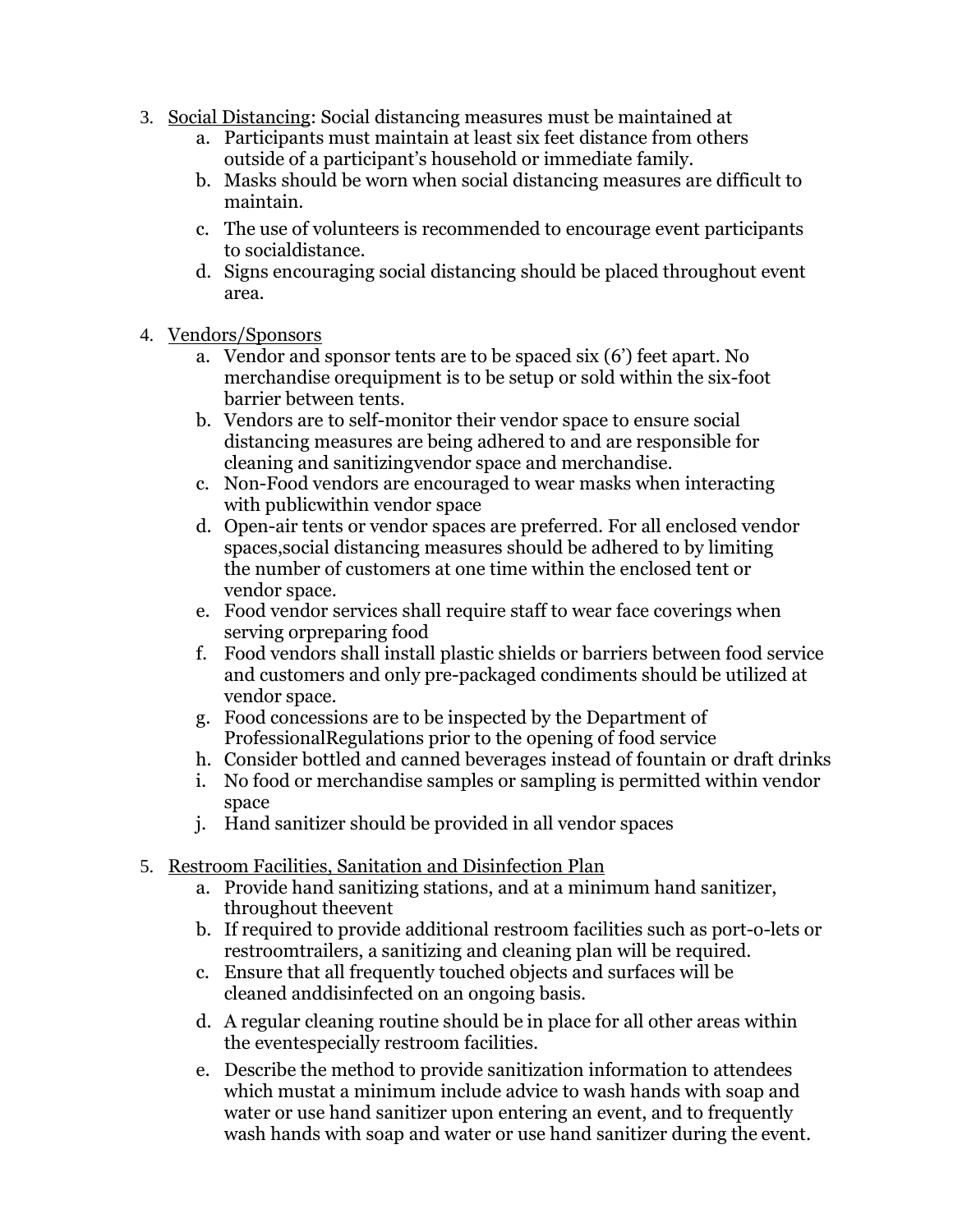3. <u>Social Distancing</u>: Social distancing measures must be maintained at
    a. Participants must maintain at least six feet distance from others outside of a participant's household or immediate family.
    b. Masks should be worn when social distancing measures are difficult to maintain.
    c. The use of volunteers is recommended to encourage event participants to socialdistance.
    d. Signs encouraging social distancing should be placed throughout event area.

4. <u>Vendors/Sponsors</u>
    a. Vendor and sponsor tents are to be spaced six (6') feet apart. No merchandise orequipment is to be setup or sold within the six-foot barrier between tents.
    b. Vendors are to self-monitor their vendor space to ensure social distancing measures are being adhered to and are responsible for cleaning and sanitizingvendor space and merchandise.
    c. Non-Food vendors are encouraged to wear masks when interacting with publicwithin vendor space
    d. Open-air tents or vendor spaces are preferred. For all enclosed vendor spaces,social distancing measures should be adhered to by limiting the number of customers at one time within the enclosed tent or vendor space.
    e. Food vendor services shall require staff to wear face coverings when serving orpreparing food
    f. Food vendors shall install plastic shields or barriers between food service and customers and only pre-packaged condiments should be utilized at vendor space.
    g. Food concessions are to be inspected by the Department of ProfessionalRegulations prior to the opening of food service
    h. Consider bottled and canned beverages instead of fountain or draft drinks
    i. No food or merchandise samples or sampling is permitted within vendor space
    j. Hand sanitizer should be provided in all vendor spaces

5. <u>Restroom Facilities, Sanitation and Disinfection Plan</u>
    a. Provide hand sanitizing stations, and at a minimum hand sanitizer, throughout theevent
    b. If required to provide additional restroom facilities such as port-o-lets or restroomtrailers, a sanitizing and cleaning plan will be required.
    c. Ensure that all frequently touched objects and surfaces will be cleaned anddisinfected on an ongoing basis.
    d. A regular cleaning routine should be in place for all other areas within the eventespecially restroom facilities.
    e. Describe the method to provide sanitization information to attendees which mustat a minimum include advice to wash hands with soap and water or use hand sanitizer upon entering an event, and to frequently wash hands with soap and water or use hand sanitizer during the event.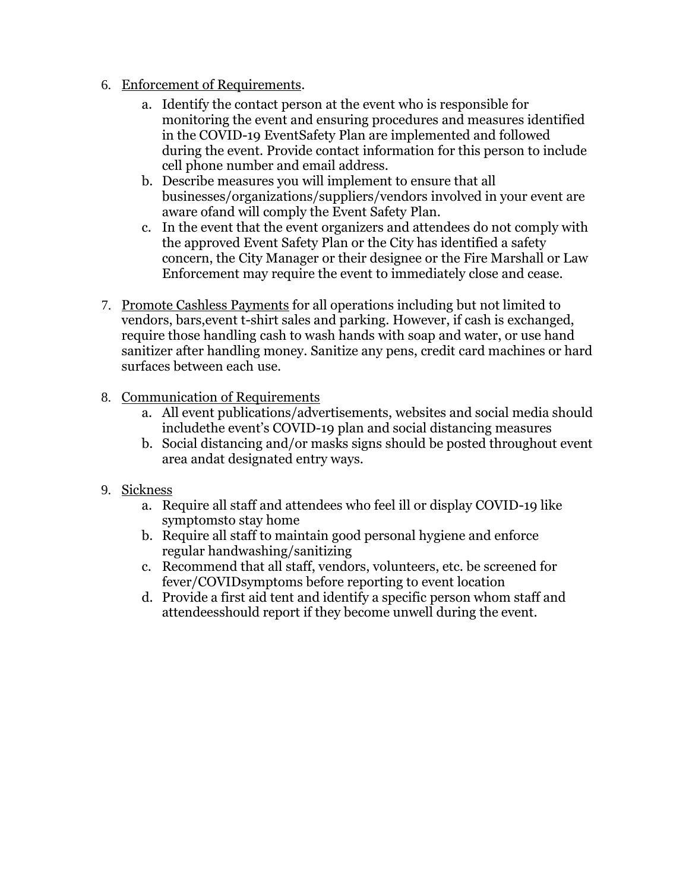6. Enforcement of Requirements.
    a. Identify the contact person at the event who is responsible for monitoring the event and ensuring procedures and measures identified in the COVID-19 EventSafety Plan are implemented and followed during the event. Provide contact information for this person to include cell phone number and email address.
    b. Describe measures you will implement to ensure that all businesses/organizations/suppliers/vendors involved in your event are aware ofand will comply the Event Safety Plan.
    c. In the event that the event organizers and attendees do not comply with the approved Event Safety Plan or the City has identified a safety concern, the City Manager or their designee or the Fire Marshall or Law Enforcement may require the event to immediately close and cease.

7. Promote Cashless Payments for all operations including but not limited to vendors, bars,event t-shirt sales and parking. However, if cash is exchanged, require those handling cash to wash hands with soap and water, or use hand sanitizer after handling money. Sanitize any pens, credit card machines or hard surfaces between each use.

8. Communication of Requirements
    a. All event publications/advertisements, websites and social media should includethe event's COVID-19 plan and social distancing measures
    b. Social distancing and/or masks signs should be posted throughout event area andat designated entry ways.

9. Sickness
    a. Require all staff and attendees who feel ill or display COVID-19 like symptomsto stay home
    b. Require all staff to maintain good personal hygiene and enforce regular handwashing/sanitizing
    c. Recommend that all staff, vendors, volunteers, etc. be screened for fever/COVIDsymptoms before reporting to event location
    d. Provide a first aid tent and identify a specific person whom staff and attendeesshould report if they become unwell during the event.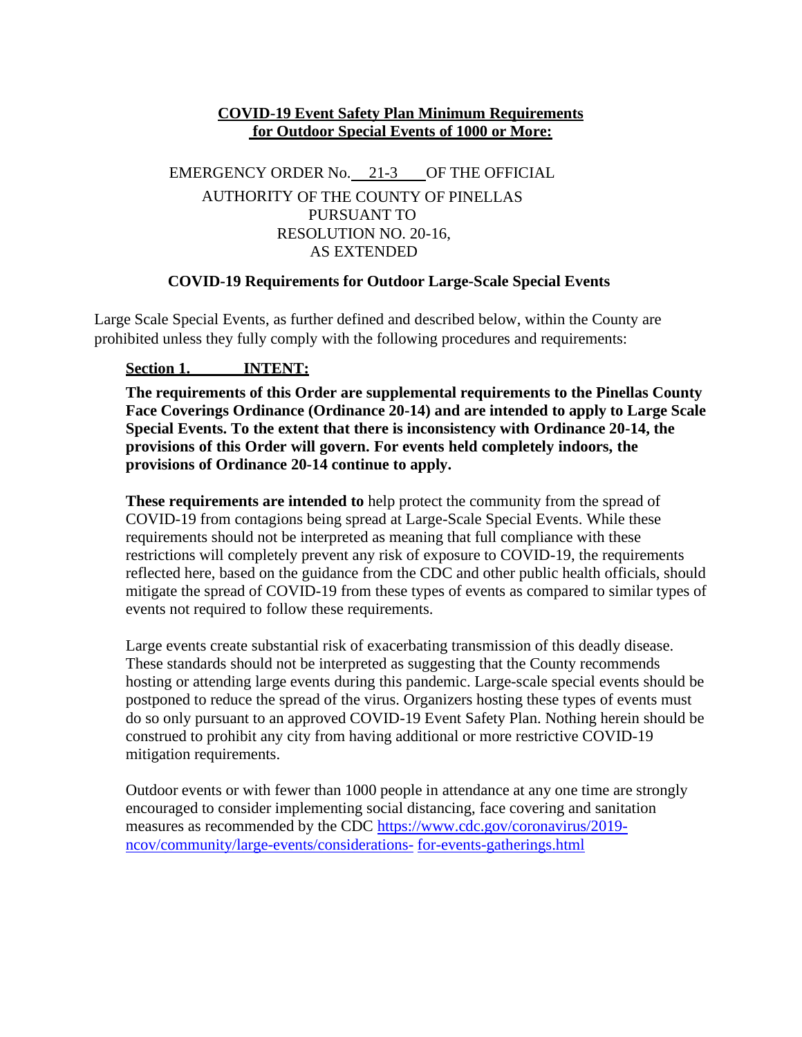**COVID-19 Event Safety Plan Minimum Requirements for Outdoor Special Events of 1000 or More:**

EMERGENCY ORDER No. 21-3 OF THE OFFICIAL AUTHORITY OF THE COUNTY OF PINELLAS PURSUANT TO RESOLUTION NO. 20-16, AS EXTENDED

**COVID-19 Requirements for Outdoor Large-Scale Special Events**

Large Scale Special Events, as further defined and described below, within the County are prohibited unless they fully comply with the following procedures and requirements:

**Section 1. INTENT:**

**The requirements of this Order are supplemental requirements to the Pinellas County Face Coverings Ordinance (Ordinance 20-14) and are intended to apply to Large Scale Special Events. To the extent that there is inconsistency with Ordinance 20-14, the provisions of this Order will govern. For events held completely indoors, the provisions of Ordinance 20-14 continue to apply.**

**These requirements are intended to** help protect the community from the spread of COVID-19 from contagions being spread at Large-Scale Special Events. While these requirements should not be interpreted as meaning that full compliance with these restrictions will completely prevent any risk of exposure to COVID-19, the requirements reflected here, based on the guidance from the CDC and other public health officials, should mitigate the spread of COVID-19 from these types of events as compared to similar types of events not required to follow these requirements.

Large events create substantial risk of exacerbating transmission of this deadly disease. These standards should not be interpreted as suggesting that the County recommends hosting or attending large events during this pandemic. Large-scale special events should be postponed to reduce the spread of the virus. Organizers hosting these types of events must do so only pursuant to an approved COVID-19 Event Safety Plan. Nothing herein should be construed to prohibit any city from having additional or more restrictive COVID-19 mitigation requirements.

Outdoor events or with fewer than 1000 people in attendance at any one time are strongly encouraged to consider implementing social distancing, face covering and sanitation measures as recommended by the CDC https://www.cdc.gov/coronavirus/2019-ncov/community/large-events/considerations-for-events-gatherings.html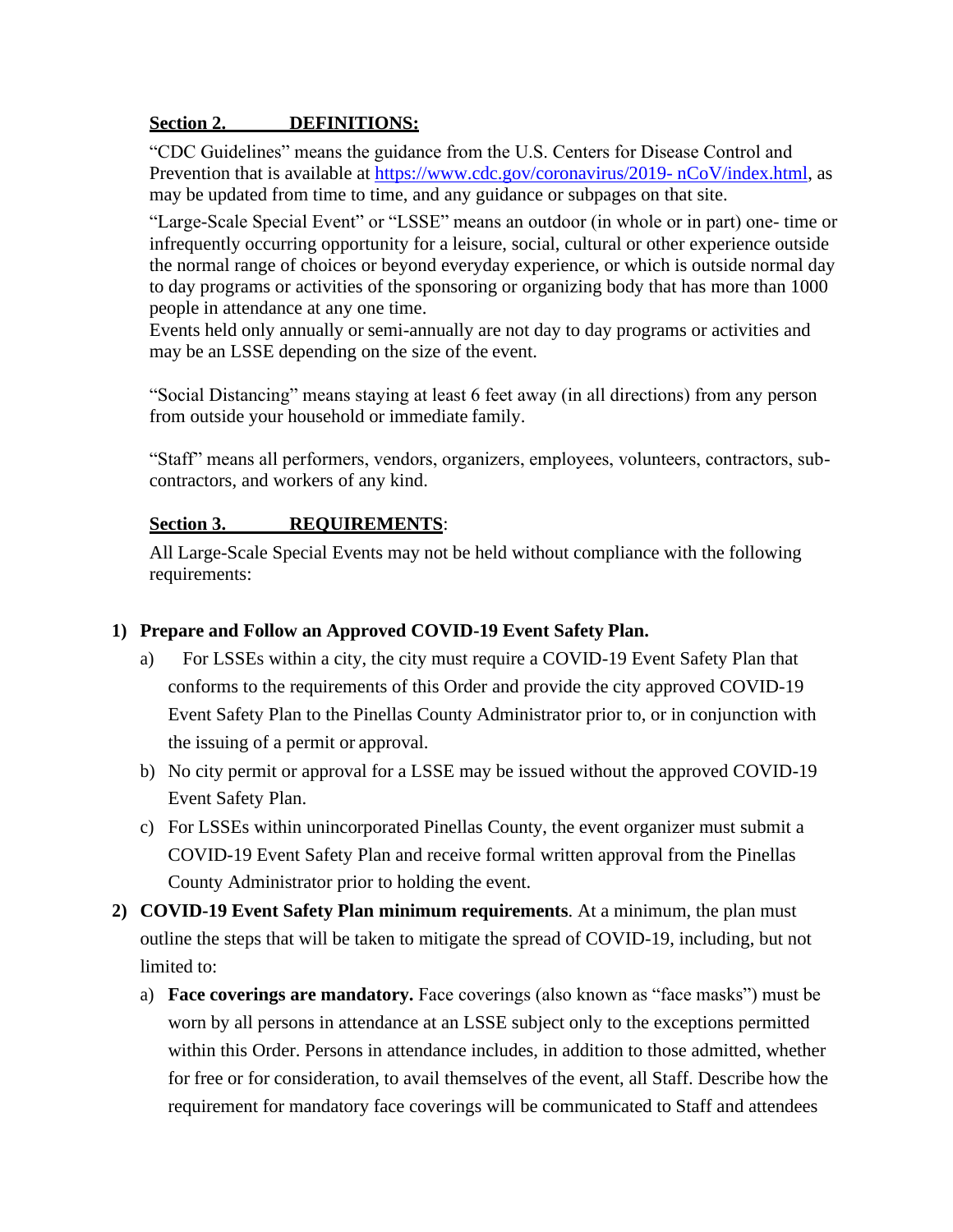**Section 2. DEFINITIONS:**

"CDC Guidelines" means the guidance from the U.S. Centers for Disease Control and Prevention that is available at https://www.cdc.gov/coronavirus/2019- nCoV/index.html, as may be updated from time to time, and any guidance or subpages on that site.

"Large-Scale Special Event" or "LSSE" means an outdoor (in whole or in part) one- time or infrequently occurring opportunity for a leisure, social, cultural or other experience outside the normal range of choices or beyond everyday experience, or which is outside normal day to day programs or activities of the sponsoring or organizing body that has more than 1000 people in attendance at any one time.
Events held only annually or semi-annually are not day to day programs or activities and may be an LSSE depending on the size of the event.

"Social Distancing" means staying at least 6 feet away (in all directions) from any person from outside your household or immediate family.

"Staff" means all performers, vendors, organizers, employees, volunteers, contractors, sub-contractors, and workers of any kind.

**Section 3. REQUIREMENTS**:

All Large-Scale Special Events may not be held without compliance with the following requirements:

1) **Prepare and Follow an Approved COVID-19 Event Safety Plan.**
   a) For LSSEs within a city, the city must require a COVID-19 Event Safety Plan that conforms to the requirements of this Order and provide the city approved COVID-19 Event Safety Plan to the Pinellas County Administrator prior to, or in conjunction with the issuing of a permit or approval.
   b) No city permit or approval for a LSSE may be issued without the approved COVID-19 Event Safety Plan.
   c) For LSSEs within unincorporated Pinellas County, the event organizer must submit a COVID-19 Event Safety Plan and receive formal written approval from the Pinellas County Administrator prior to holding the event.
2) **COVID-19 Event Safety Plan minimum requirements**. At a minimum, the plan must outline the steps that will be taken to mitigate the spread of COVID-19, including, but not limited to:
   a) **Face coverings are mandatory.** Face coverings (also known as "face masks") must be worn by all persons in attendance at an LSSE subject only to the exceptions permitted within this Order. Persons in attendance includes, in addition to those admitted, whether for free or for consideration, to avail themselves of the event, all Staff. Describe how the requirement for mandatory face coverings will be communicated to Staff and attendees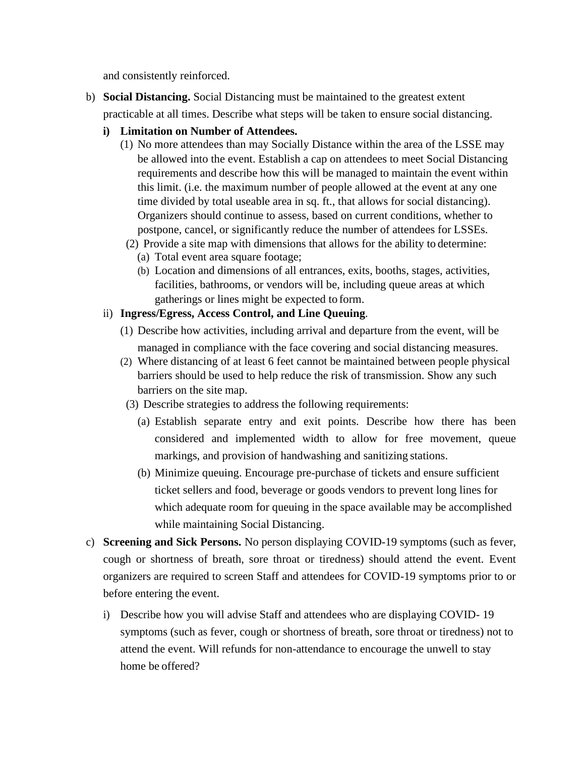and consistently reinforced.

b) **Social Distancing.** Social Distancing must be maintained to the greatest extent practicable at all times. Describe what steps will be taken to ensure social distancing.

   i) **Limitation on Number of Attendees.**

      (1) No more attendees than may Socially Distance within the area of the LSSE may be allowed into the event. Establish a cap on attendees to meet Social Distancing requirements and describe how this will be managed to maintain the event within this limit. (i.e. the maximum number of people allowed at the event at any one time divided by total useable area in sq. ft., that allows for social distancing). Organizers should continue to assess, based on current conditions, whether to postpone, cancel, or significantly reduce the number of attendees for LSSEs.

      (2) Provide a site map with dimensions that allows for the ability to determine:

         (a) Total event area square footage;

         (b) Location and dimensions of all entrances, exits, booths, stages, activities, facilities, bathrooms, or vendors will be, including queue areas at which gatherings or lines might be expected to form.

   ii) **Ingress/Egress, Access Control, and Line Queuing**.

      (1) Describe how activities, including arrival and departure from the event, will be managed in compliance with the face covering and social distancing measures.

      (2) Where distancing of at least 6 feet cannot be maintained between people physical barriers should be used to help reduce the risk of transmission. Show any such barriers on the site map.

      (3) Describe strategies to address the following requirements:

         (a) Establish separate entry and exit points. Describe how there has been considered and implemented width to allow for free movement, queue markings, and provision of handwashing and sanitizing stations.

         (b) Minimize queuing. Encourage pre-purchase of tickets and ensure sufficient ticket sellers and food, beverage or goods vendors to prevent long lines for which adequate room for queuing in the space available may be accomplished while maintaining Social Distancing.

c) **Screening and Sick Persons.** No person displaying COVID-19 symptoms (such as fever, cough or shortness of breath, sore throat or tiredness) should attend the event. Event organizers are required to screen Staff and attendees for COVID-19 symptoms prior to or before entering the event.

   i) Describe how you will advise Staff and attendees who are displaying COVID- 19 symptoms (such as fever, cough or shortness of breath, sore throat or tiredness) not to attend the event. Will refunds for non-attendance to encourage the unwell to stay home be offered?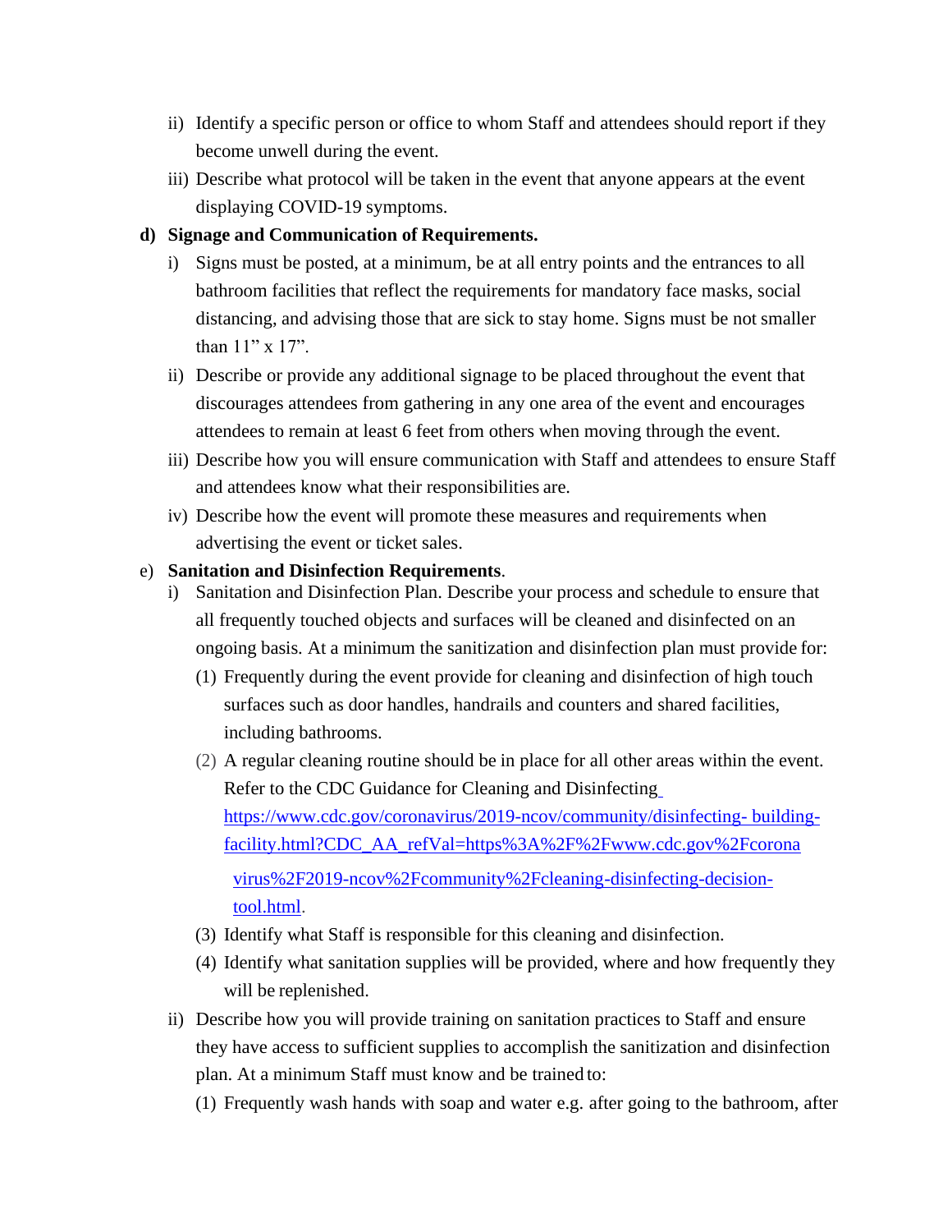ii) Identify a specific person or office to whom Staff and attendees should report if they become unwell during the event.

iii) Describe what protocol will be taken in the event that anyone appears at the event displaying COVID-19 symptoms.

**d) Signage and Communication of Requirements.**

i) Signs must be posted, at a minimum, be at all entry points and the entrances to all bathroom facilities that reflect the requirements for mandatory face masks, social distancing, and advising those that are sick to stay home. Signs must be not smaller than 11" x 17".

ii) Describe or provide any additional signage to be placed throughout the event that discourages attendees from gathering in any one area of the event and encourages attendees to remain at least 6 feet from others when moving through the event.

iii) Describe how you will ensure communication with Staff and attendees to ensure Staff and attendees know what their responsibilities are.

iv) Describe how the event will promote these measures and requirements when advertising the event or ticket sales.

e) **Sanitation and Disinfection Requirements**.

i) Sanitation and Disinfection Plan. Describe your process and schedule to ensure that all frequently touched objects and surfaces will be cleaned and disinfected on an ongoing basis. At a minimum the sanitization and disinfection plan must provide for:

(1) Frequently during the event provide for cleaning and disinfection of high touch surfaces such as door handles, handrails and counters and shared facilities, including bathrooms.

(2) A regular cleaning routine should be in place for all other areas within the event. Refer to the CDC Guidance for Cleaning and Disinfecting https://www.cdc.gov/coronavirus/2019-ncov/community/disinfecting- building-facility.html?CDC_AA_refVal=https%3A%2F%2Fwww.cdc.gov%2Fcoronavirus%2F2019-ncov%2Fcommunity%2Fcleaning-disinfecting-decision-tool.html.

(3) Identify what Staff is responsible for this cleaning and disinfection.

(4) Identify what sanitation supplies will be provided, where and how frequently they will be replenished.

ii) Describe how you will provide training on sanitation practices to Staff and ensure they have access to sufficient supplies to accomplish the sanitization and disinfection plan. At a minimum Staff must know and be trained to:

(1) Frequently wash hands with soap and water e.g. after going to the bathroom, after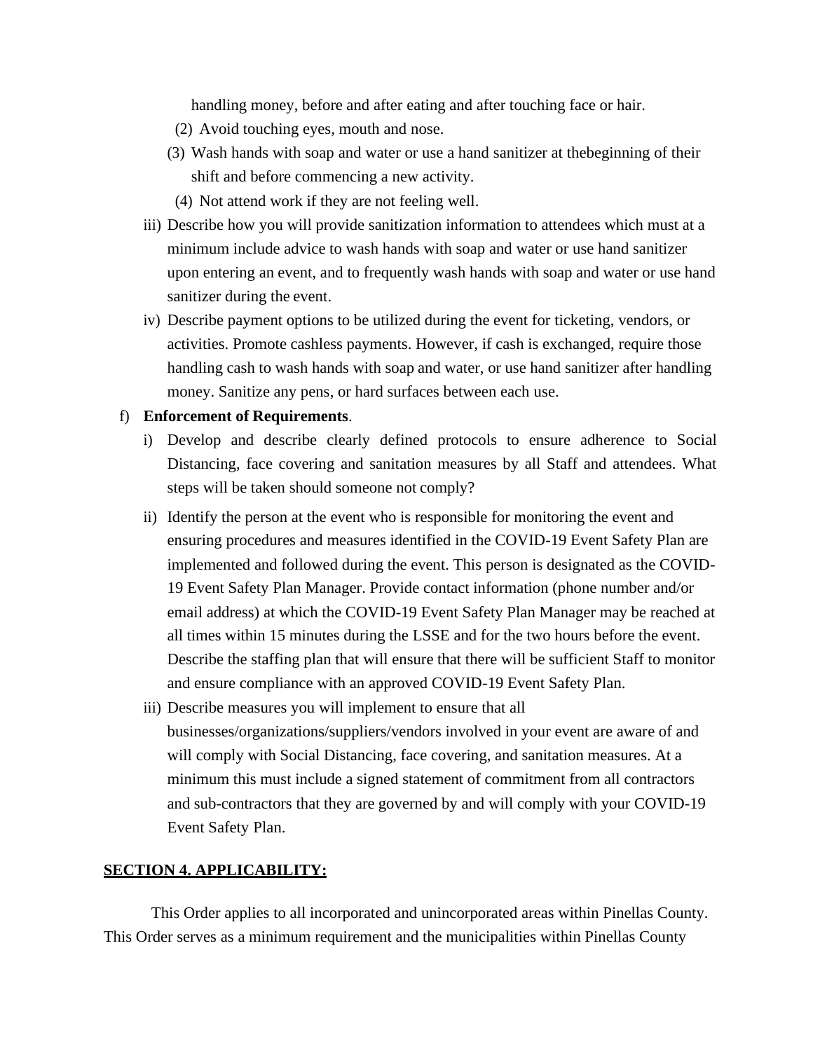handling money, before and after eating and after touching face or hair.

(2) Avoid touching eyes, mouth and nose.

(3) Wash hands with soap and water or use a hand sanitizer at thebeginning of their shift and before commencing a new activity.

(4) Not attend work if they are not feeling well.

iii) Describe how you will provide sanitization information to attendees which must at a minimum include advice to wash hands with soap and water or use hand sanitizer upon entering an event, and to frequently wash hands with soap and water or use hand sanitizer during the event.

iv) Describe payment options to be utilized during the event for ticketing, vendors, or activities. Promote cashless payments. However, if cash is exchanged, require those handling cash to wash hands with soap and water, or use hand sanitizer after handling money. Sanitize any pens, or hard surfaces between each use.

f) **Enforcement of Requirements**.

i) Develop and describe clearly defined protocols to ensure adherence to Social Distancing, face covering and sanitation measures by all Staff and attendees. What steps will be taken should someone not comply?

ii) Identify the person at the event who is responsible for monitoring the event and ensuring procedures and measures identified in the COVID-19 Event Safety Plan are implemented and followed during the event. This person is designated as the COVID-19 Event Safety Plan Manager. Provide contact information (phone number and/or email address) at which the COVID-19 Event Safety Plan Manager may be reached at all times within 15 minutes during the LSSE and for the two hours before the event. Describe the staffing plan that will ensure that there will be sufficient Staff to monitor and ensure compliance with an approved COVID-19 Event Safety Plan.

iii) Describe measures you will implement to ensure that all businesses/organizations/suppliers/vendors involved in your event are aware of and will comply with Social Distancing, face covering, and sanitation measures. At a minimum this must include a signed statement of commitment from all contractors and sub-contractors that they are governed by and will comply with your COVID-19 Event Safety Plan.

**SECTION 4. APPLICABILITY:**

This Order applies to all incorporated and unincorporated areas within Pinellas County. This Order serves as a minimum requirement and the municipalities within Pinellas County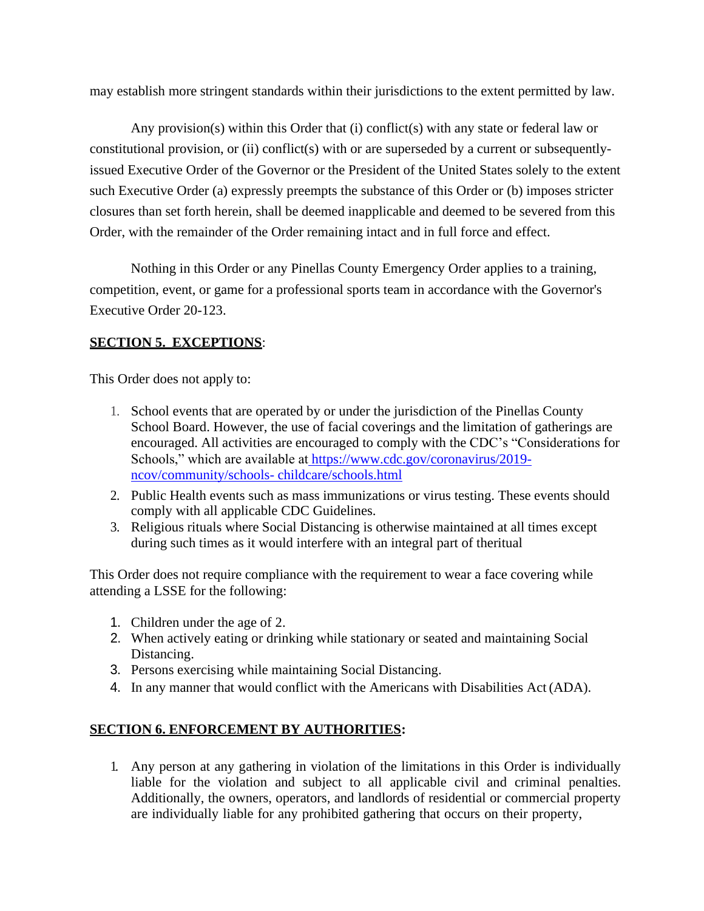may establish more stringent standards within their jurisdictions to the extent permitted by law.

Any provision(s) within this Order that (i) conflict(s) with any state or federal law or constitutional provision, or (ii) conflict(s) with or are superseded by a current or subsequently-issued Executive Order of the Governor or the President of the United States solely to the extent such Executive Order (a) expressly preempts the substance of this Order or (b) imposes stricter closures than set forth herein, shall be deemed inapplicable and deemed to be severed from this Order, with the remainder of the Order remaining intact and in full force and effect.

Nothing in this Order or any Pinellas County Emergency Order applies to a training, competition, event, or game for a professional sports team in accordance with the Governor's Executive Order 20-123.

**SECTION 5. EXCEPTIONS**:

This Order does not apply to:

1. School events that are operated by or under the jurisdiction of the Pinellas County School Board. However, the use of facial coverings and the limitation of gatherings are encouraged. All activities are encouraged to comply with the CDC's "Considerations for Schools," which are available at [https://www.cdc.gov/coronavirus/2019-ncov/community/schools- childcare/schools.html](https://www.cdc.gov/coronavirus/2019-ncov/community/schools-childcare/schools.html)
2. Public Health events such as mass immunizations or virus testing. These events should comply with all applicable CDC Guidelines.
3. Religious rituals where Social Distancing is otherwise maintained at all times except during such times as it would interfere with an integral part of theritual

This Order does not require compliance with the requirement to wear a face covering while attending a LSSE for the following:

1. Children under the age of 2.
2. When actively eating or drinking while stationary or seated and maintaining Social Distancing.
3. Persons exercising while maintaining Social Distancing.
4. In any manner that would conflict with the Americans with Disabilities Act (ADA).

**SECTION 6. ENFORCEMENT BY AUTHORITIES:**

1. Any person at any gathering in violation of the limitations in this Order is individually liable for the violation and subject to all applicable civil and criminal penalties. Additionally, the owners, operators, and landlords of residential or commercial property are individually liable for any prohibited gathering that occurs on their property,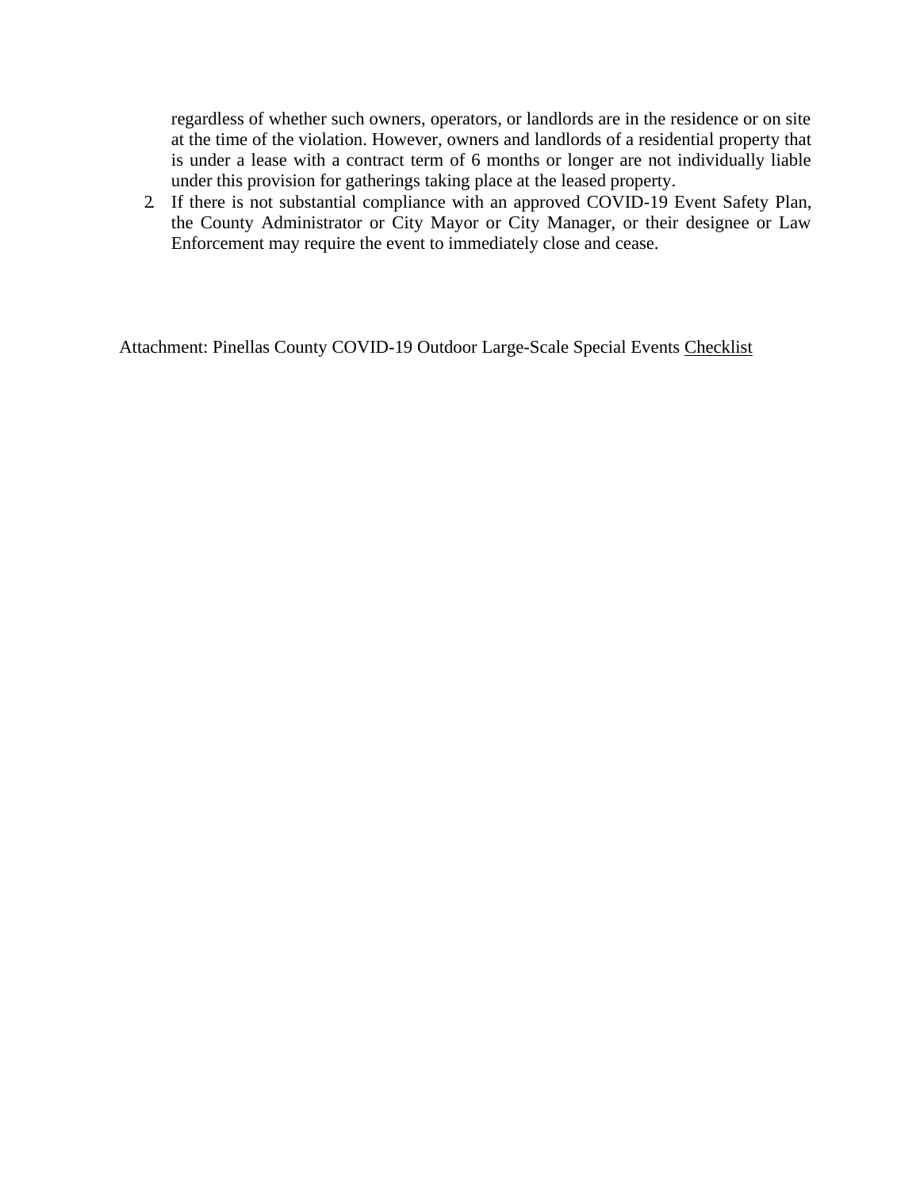regardless of whether such owners, operators, or landlords are in the residence or on site at the time of the violation. However, owners and landlords of a residential property that is under a lease with a contract term of 6 months or longer are not individually liable under this provision for gatherings taking place at the leased property.

2. If there is not substantial compliance with an approved COVID-19 Event Safety Plan, the County Administrator or City Mayor or City Manager, or their designee or Law Enforcement may require the event to immediately close and cease.

Attachment: Pinellas County COVID-19 Outdoor Large-Scale Special Events <u>Checklist</u>